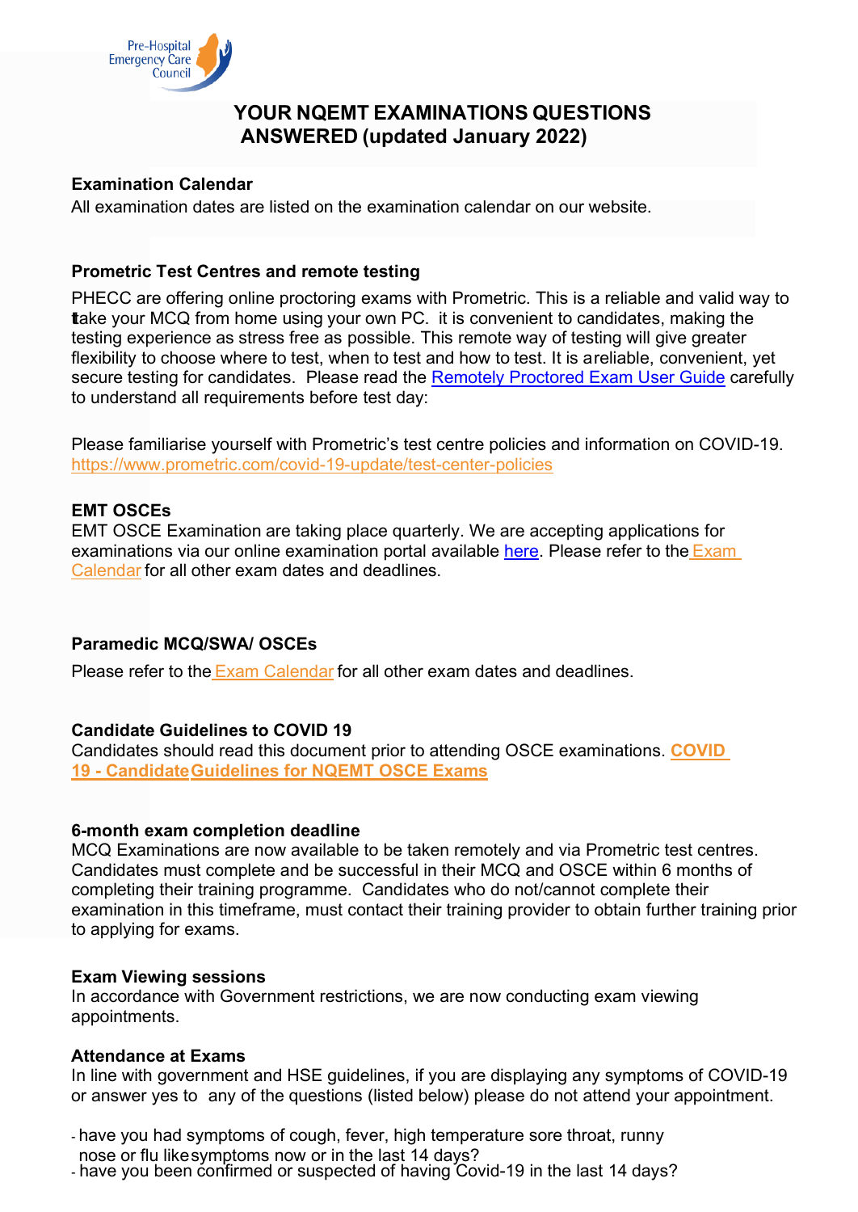Pre-Hospital Emergency Care Council

# YOUR NQEMT EXAMINATIONS QUESTIONS ANSWERED (updated January 2022)

**Examination Calendar**

All examination dates are listed on the examination calendar on our website.

**Prometric Test Centres and remote testing**

PHECC are offering online proctoring exams with Prometric. This is a reliable and valid way to take your MCQ from home using your own PC. it is convenient to candidates, making the testing experience as stress free as possible. This remote way of testing will give greater flexibility to choose where to test, when to test and how to test. It is a reliable, convenient, yet secure testing for candidates. Please read the Remotely Proctored Exam User Guide carefully to understand all requirements before test day:

Please familiarise yourself with Prometric's test centre policies and information on COVID-19. https://www.prometric.com/covid-19-update/test-center-policies

**EMT OSCEs**

EMT OSCE Examination are taking place quarterly. We are accepting applications for examinations via our online examination portal available here. Please refer to the Exam Calendar for all other exam dates and deadlines.

**Paramedic MCQ/SWA/ OSCEs**

Please refer to the Exam Calendar for all other exam dates and deadlines.

**Candidate Guidelines to COVID 19**

Candidates should read this document prior to attending OSCE examinations. **COVID 19 - Candidate Guidelines for NQEMT OSCE Exams**

**6-month exam completion deadline**

MCQ Examinations are now available to be taken remotely and via Prometric test centres. Candidates must complete and be successful in their MCQ and OSCE within 6 months of completing their training programme. Candidates who do not/cannot complete their examination in this timeframe, must contact their training provider to obtain further training prior to applying for exams.

**Exam Viewing sessions**

In accordance with Government restrictions, we are now conducting exam viewing appointments.

**Attendance at Exams**

In line with government and HSE guidelines, if you are displaying any symptoms of COVID-19 or answer yes to any of the questions (listed below) please do not attend your appointment.

- have you had symptoms of cough, fever, high temperature sore throat, runny nose or flu like symptoms now or in the last 14 days?
- have you been confirmed or suspected of having Covid-19 in the last 14 days?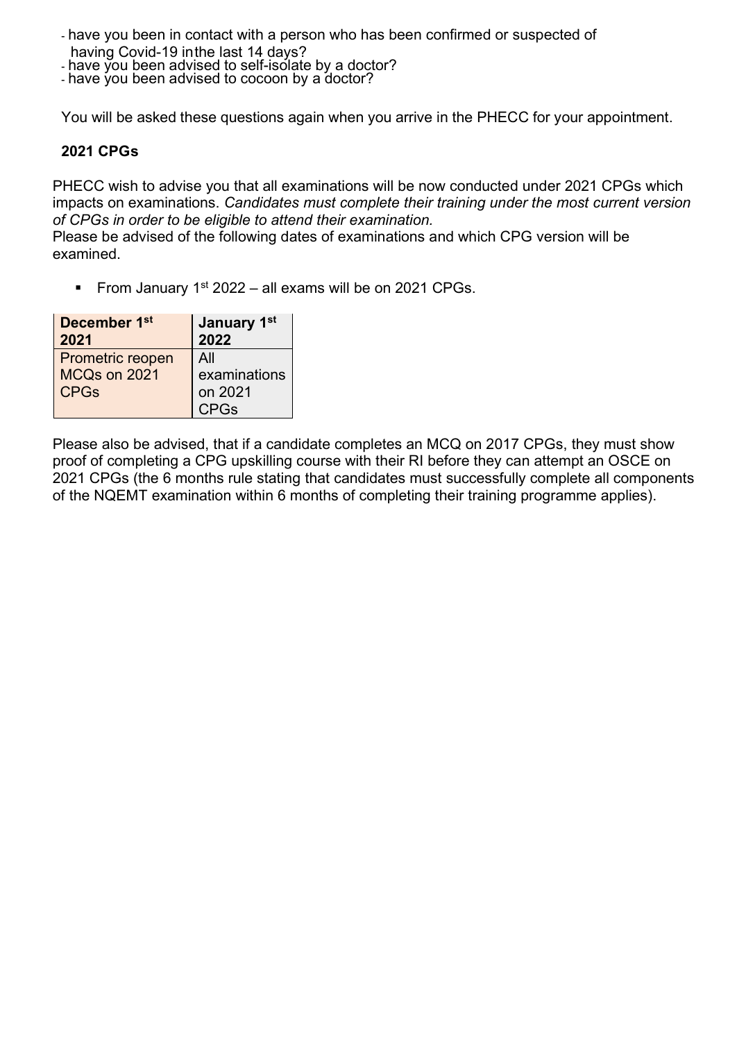- have you been in contact with a person who has been confirmed or suspected of having Covid-19 inthe last 14 days?
- have you been advised to self-isolate by a doctor?
- have you been advised to cocoon by a doctor?

You will be asked these questions again when you arrive in the PHECC for your appointment.

**2021 CPGs**

PHECC wish to advise you that all examinations will be now conducted under 2021 CPGs which impacts on examinations. *Candidates must complete their training under the most current version of CPGs in order to be eligible to attend their examination.*

Please be advised of the following dates of examinations and which CPG version will be examined.

- From January 1st 2022 – all exams will be on 2021 CPGs.

| December 1st 2021 | January 1st 2022 |
|---|---|
| Prometric reopen MCQs on 2021 CPGs | All examinations on 2021 CPGs |

Please also be advised, that if a candidate completes an MCQ on 2017 CPGs, they must show proof of completing a CPG upskilling course with their RI before they can attempt an OSCE on 2021 CPGs (the 6 months rule stating that candidates must successfully complete all components of the NQEMT examination within 6 months of completing their training programme applies).